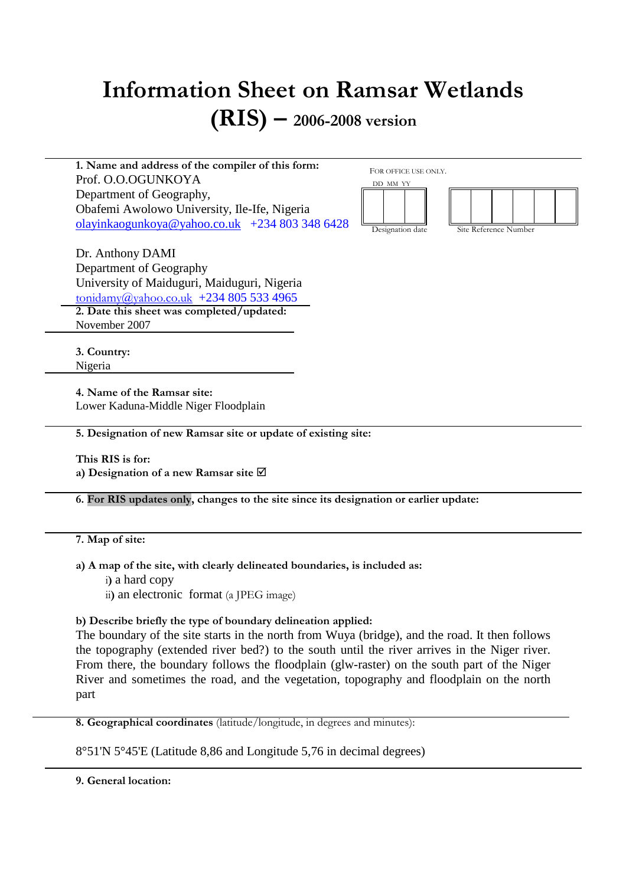# Information Sheet on Ramsar Wetlands (RIS) – 2006-2008 version

**1. Name and address of the compiler of this form:**

Prof. O.O.OGUNKOYA
Department of Geography,
Obafemi Awolowo University, Ile-Ife, Nigeria
olayinkaogunkoya@yahoo.co.uk +234 803 348 6428

Dr. Anthony DAMI
Department of Geography
University of Maiduguri, Maiduguri, Nigeria
tonidamy@yahoo.co.uk +234 805 533 4965

FOR OFFICE USE ONLY.

| DD | MM | YY |
|---|---|---|
| | | |

Designation date

| | | | | | |
|---|---|---|---|---|---|
| | | | | | |

Site Reference Number

**2. Date this sheet was completed/updated:**

November 2007

**3. Country:**

Nigeria

**4. Name of the Ramsar site:**

Lower Kaduna-Middle Niger Floodplain

**5. Designation of new Ramsar site or update of existing site:**

**This RIS is for:**

**a) Designation of a new Ramsar site** ☑

**6. For RIS updates only, changes to the site since its designation or earlier update:**

**7. Map of site:**

**a) A map of the site, with clearly delineated boundaries, is included as:**

i) a hard copy
ii) an electronic format (a JPEG image)

**b) Describe briefly the type of boundary delineation applied:**

The boundary of the site starts in the north from Wuya (bridge), and the road. It then follows the topography (extended river bed?) to the south until the river arrives in the Niger river. From there, the boundary follows the floodplain (glw-raster) on the south part of the Niger River and sometimes the road, and the vegetation, topography and floodplain on the north part

**8. Geographical coordinates** (latitude/longitude, in degrees and minutes):

8°51'N 5°45'E (Latitude 8,86 and Longitude 5,76 in decimal degrees)

**9. General location:**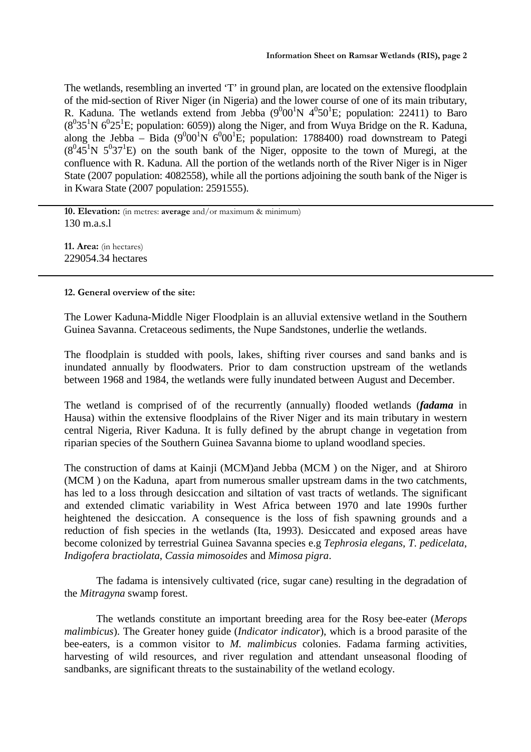The wetlands, resembling an inverted 'T' in ground plan, are located on the extensive floodplain of the mid-section of River Niger (in Nigeria) and the lower course of one of its main tributary, R. Kaduna. The wetlands extend from Jebba ($9^{0}00^{1}$N $4^{0}50^{1}$E; population: 22411) to Baro ($8^{0}35^{1}$N $6^{0}25^{1}$E; population: 6059)) along the Niger, and from Wuya Bridge on the R. Kaduna, along the Jebba – Bida ($9^{0}00^{1}$N $6^{0}00^{1}$E; population: 1788400) road downstream to Pategi ($8^{0}45^{1}$N $5^{0}37^{1}$E) on the south bank of the Niger, opposite to the town of Muregi, at the confluence with R. Kaduna. All the portion of the wetlands north of the River Niger is in Niger State (2007 population: 4082558), while all the portions adjoining the south bank of the Niger is in Kwara State (2007 population: 2591555).

---

**10. Elevation:** (in metres: **average** and/or maximum & minimum)
130 m.a.s.l

**11. Area:** (in hectares)
229054.34 hectares

---

**12. General overview of the site:**

The Lower Kaduna-Middle Niger Floodplain is an alluvial extensive wetland in the Southern Guinea Savanna. Cretaceous sediments, the Nupe Sandstones, underlie the wetlands.

The floodplain is studded with pools, lakes, shifting river courses and sand banks and is inundated annually by floodwaters. Prior to dam construction upstream of the wetlands between 1968 and 1984, the wetlands were fully inundated between August and December.

The wetland is comprised of of the recurrently (annually) flooded wetlands (***fadama*** in Hausa) within the extensive floodplains of the River Niger and its main tributary in western central Nigeria, River Kaduna. It is fully defined by the abrupt change in vegetation from riparian species of the Southern Guinea Savanna biome to upland woodland species.

The construction of dams at Kainji (MCM)and Jebba (MCM ) on the Niger, and at Shiroro (MCM ) on the Kaduna, apart from numerous smaller upstream dams in the two catchments, has led to a loss through desiccation and siltation of vast tracts of wetlands. The significant and extended climatic variability in West Africa between 1970 and late 1990s further heightened the desiccation. A consequence is the loss of fish spawning grounds and a reduction of fish species in the wetlands (Ita, 1993). Desiccated and exposed areas have become colonized by terrestrial Guinea Savanna species e.g *Tephrosia elegans*, *T. pedicelata*, *Indigofera bractiolata*, *Cassia mimosoides* and *Mimosa pigra*.

The fadama is intensively cultivated (rice, sugar cane) resulting in the degradation of the *Mitragyna* swamp forest.

The wetlands constitute an important breeding area for the Rosy bee-eater (*Merops malimbicus*). The Greater honey guide (*Indicator indicator*), which is a brood parasite of the bee-eaters, is a common visitor to *M. malimbicus* colonies. Fadama farming activities, harvesting of wild resources, and river regulation and attendant unseasonal flooding of sandbanks, are significant threats to the sustainability of the wetland ecology.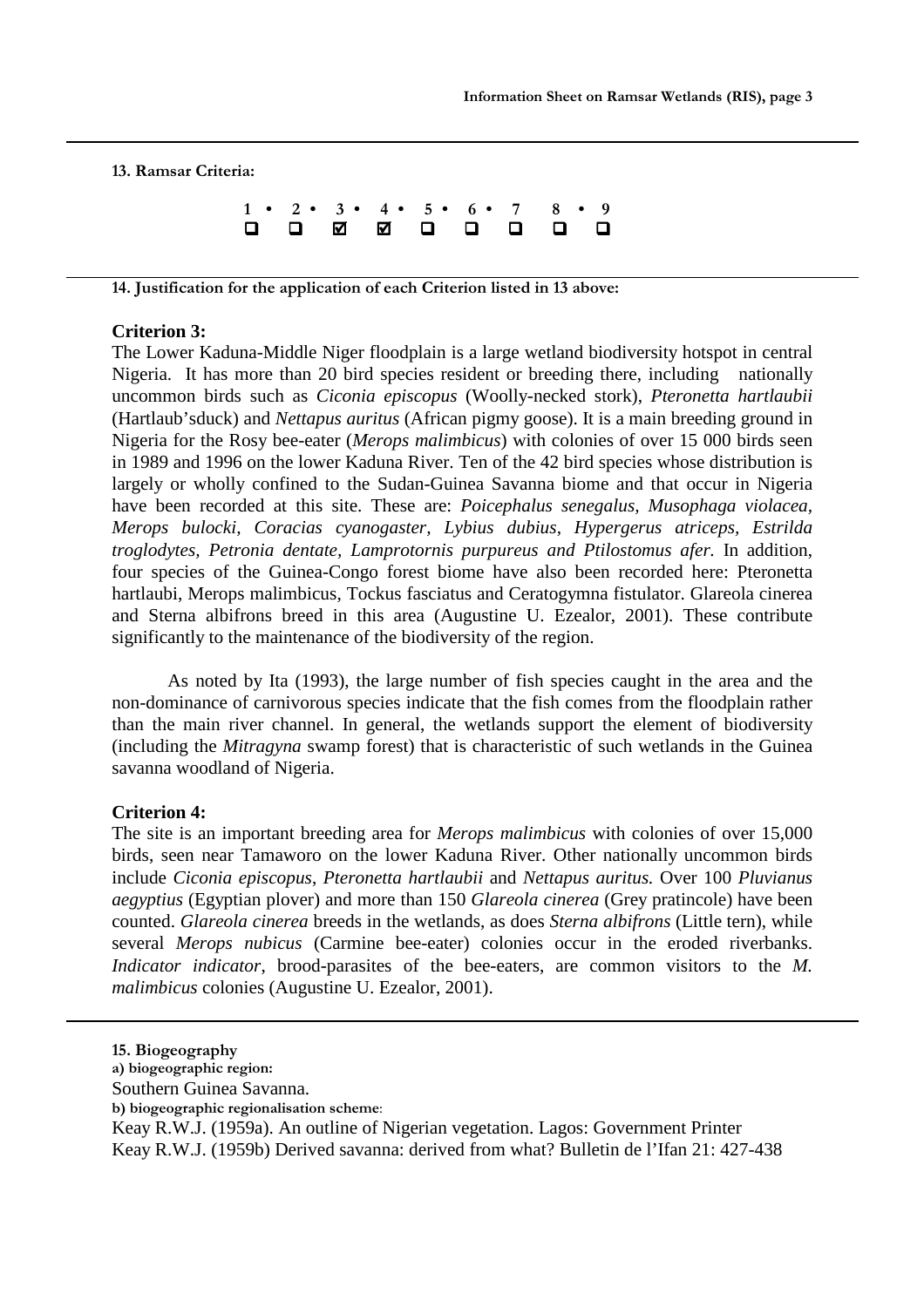**13. Ramsar Criteria:**

| 1 • | 2 • | 3 • | 4 • | 5 • | 6 • | 7 | 8 • | 9 |
|---|---|---|---|---|---|---|---|---|
| ☐ | ☐ | ☑ | ☑ | ☐ | ☐ | ☐ | ☐ | ☐ |

**14. Justification for the application of each Criterion listed in 13 above:**

**Criterion 3:**

The Lower Kaduna-Middle Niger floodplain is a large wetland biodiversity hotspot in central Nigeria. It has more than 20 bird species resident or breeding there, including nationally uncommon birds such as *Ciconia episcopus* (Woolly-necked stork), *Pteronetta hartlaubii* (Hartlaub'sduck) and *Nettapus auritus* (African pigmy goose). It is a main breeding ground in Nigeria for the Rosy bee-eater (*Merops malimbicus*) with colonies of over 15 000 birds seen in 1989 and 1996 on the lower Kaduna River. Ten of the 42 bird species whose distribution is largely or wholly confined to the Sudan-Guinea Savanna biome and that occur in Nigeria have been recorded at this site. These are: *Poicephalus senegalus, Musophaga violacea, Merops bulocki, Coracias cyanogaster, Lybius dubius, Hypergerus atriceps, Estrilda troglodytes, Petronia dentate, Lamprotornis purpureus and Ptilostomus afer.* In addition, four species of the Guinea-Congo forest biome have also been recorded here: Pteronetta hartlaubi, Merops malimbicus, Tockus fasciatus and Ceratogymna fistulator. Glareola cinerea and Sterna albifrons breed in this area (Augustine U. Ezealor, 2001). These contribute significantly to the maintenance of the biodiversity of the region.

As noted by Ita (1993), the large number of fish species caught in the area and the non-dominance of carnivorous species indicate that the fish comes from the floodplain rather than the main river channel. In general, the wetlands support the element of biodiversity (including the *Mitragyna* swamp forest) that is characteristic of such wetlands in the Guinea savanna woodland of Nigeria.

**Criterion 4:**

The site is an important breeding area for *Merops malimbicus* with colonies of over 15,000 birds, seen near Tamaworo on the lower Kaduna River. Other nationally uncommon birds include *Ciconia episcopus*, *Pteronetta hartlaubii* and *Nettapus auritus.* Over 100 *Pluvianus aegyptius* (Egyptian plover) and more than 150 *Glareola cinerea* (Grey pratincole) have been counted. *Glareola cinerea* breeds in the wetlands, as does *Sterna albifrons* (Little tern), while several *Merops nubicus* (Carmine bee-eater) colonies occur in the eroded riverbanks. *Indicator indicator*, brood-parasites of the bee-eaters, are common visitors to the *M. malimbicus* colonies (Augustine U. Ezealor, 2001).

**15. Biogeography**

**a) biogeographic region:**

Southern Guinea Savanna.

**b) biogeographic regionalisation scheme**:

Keay R.W.J. (1959a). An outline of Nigerian vegetation. Lagos: Government Printer

Keay R.W.J. (1959b) Derived savanna: derived from what? Bulletin de l'Ifan 21: 427-438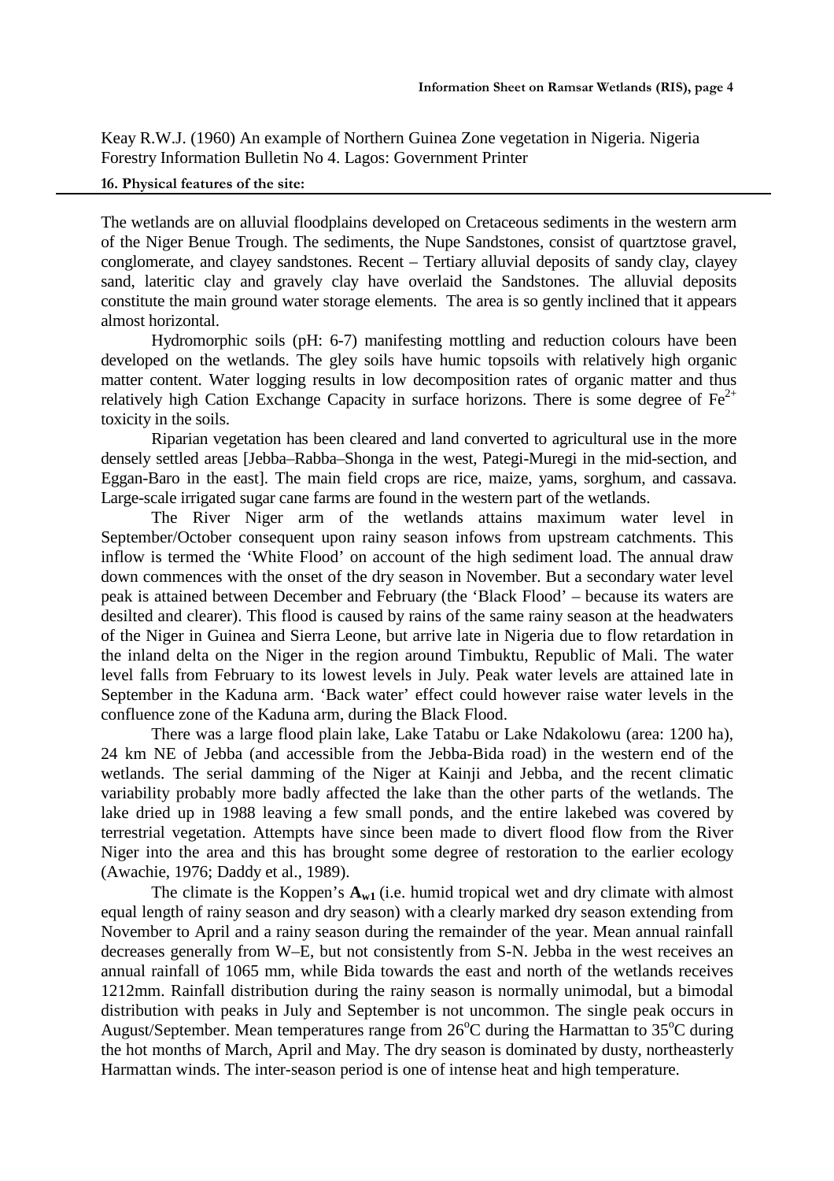Keay R.W.J. (1960) An example of Northern Guinea Zone vegetation in Nigeria. Nigeria Forestry Information Bulletin No 4. Lagos: Government Printer

**16. Physical features of the site:**

The wetlands are on alluvial floodplains developed on Cretaceous sediments in the western arm of the Niger Benue Trough. The sediments, the Nupe Sandstones, consist of quartztose gravel, conglomerate, and clayey sandstones. Recent – Tertiary alluvial deposits of sandy clay, clayey sand, lateritic clay and gravely clay have overlaid the Sandstones. The alluvial deposits constitute the main ground water storage elements. The area is so gently inclined that it appears almost horizontal.

Hydromorphic soils (pH: 6-7) manifesting mottling and reduction colours have been developed on the wetlands. The gley soils have humic topsoils with relatively high organic matter content. Water logging results in low decomposition rates of organic matter and thus relatively high Cation Exchange Capacity in surface horizons. There is some degree of $Fe^{2+}$ toxicity in the soils.

Riparian vegetation has been cleared and land converted to agricultural use in the more densely settled areas [Jebba–Rabba–Shonga in the west, Pategi-Muregi in the mid-section, and Eggan-Baro in the east]. The main field crops are rice, maize, yams, sorghum, and cassava. Large-scale irrigated sugar cane farms are found in the western part of the wetlands.

The River Niger arm of the wetlands attains maximum water level in September/October consequent upon rainy season infows from upstream catchments. This inflow is termed the 'White Flood' on account of the high sediment load. The annual draw down commences with the onset of the dry season in November. But a secondary water level peak is attained between December and February (the 'Black Flood' – because its waters are desilted and clearer). This flood is caused by rains of the same rainy season at the headwaters of the Niger in Guinea and Sierra Leone, but arrive late in Nigeria due to flow retardation in the inland delta on the Niger in the region around Timbuktu, Republic of Mali. The water level falls from February to its lowest levels in July. Peak water levels are attained late in September in the Kaduna arm. 'Back water' effect could however raise water levels in the confluence zone of the Kaduna arm, during the Black Flood.

There was a large flood plain lake, Lake Tatabu or Lake Ndakolowu (area: 1200 ha), 24 km NE of Jebba (and accessible from the Jebba-Bida road) in the western end of the wetlands. The serial damming of the Niger at Kainji and Jebba, and the recent climatic variability probably more badly affected the lake than the other parts of the wetlands. The lake dried up in 1988 leaving a few small ponds, and the entire lakebed was covered by terrestrial vegetation. Attempts have since been made to divert flood flow from the River Niger into the area and this has brought some degree of restoration to the earlier ecology (Awachie, 1976; Daddy et al., 1989).

The climate is the Koppen's $\mathbf{A_{w1}}$ (i.e. humid tropical wet and dry climate with almost equal length of rainy season and dry season) with a clearly marked dry season extending from November to April and a rainy season during the remainder of the year. Mean annual rainfall decreases generally from W–E, but not consistently from S-N. Jebba in the west receives an annual rainfall of 1065 mm, while Bida towards the east and north of the wetlands receives 1212mm. Rainfall distribution during the rainy season is normally unimodal, but a bimodal distribution with peaks in July and September is not uncommon. The single peak occurs in August/September. Mean temperatures range from 26°C during the Harmattan to 35°C during the hot months of March, April and May. The dry season is dominated by dusty, northeasterly Harmattan winds. The inter-season period is one of intense heat and high temperature.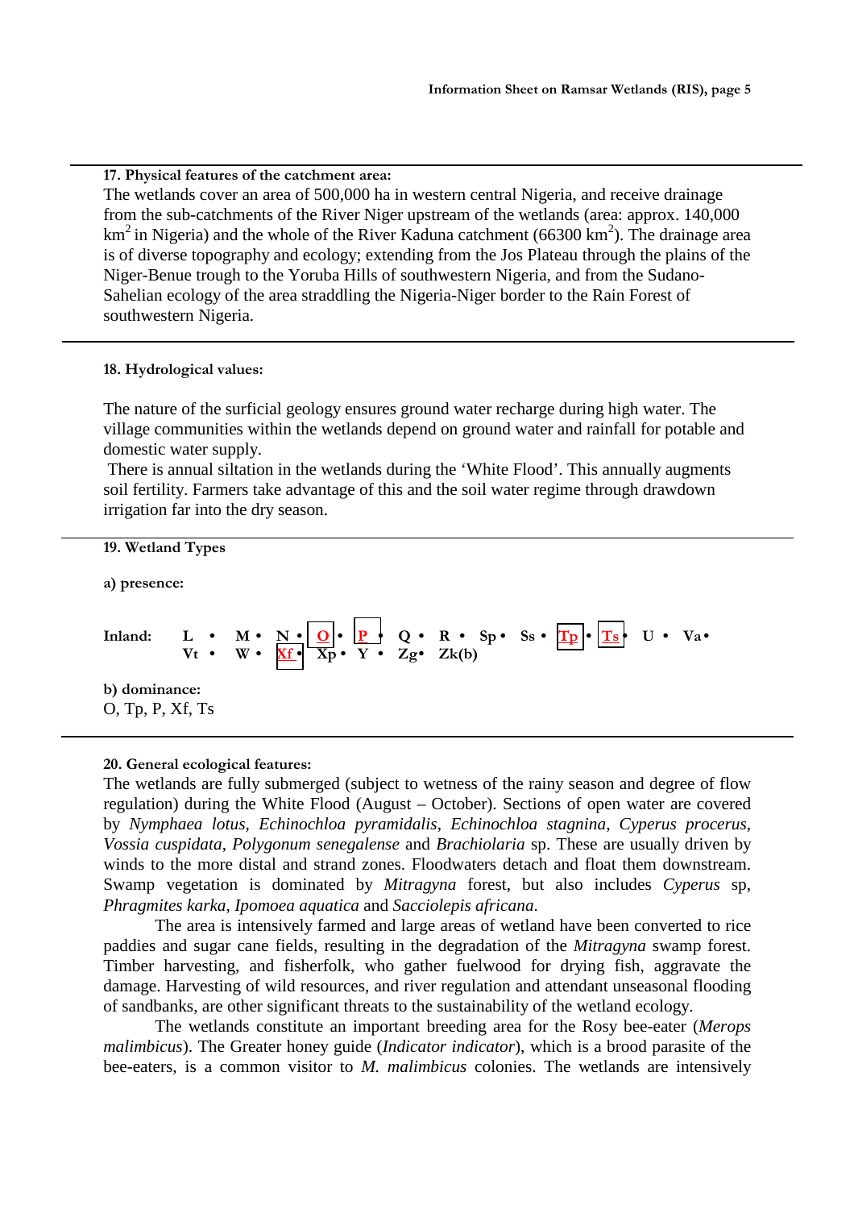**17. Physical features of the catchment area:**

The wetlands cover an area of 500,000 ha in western central Nigeria, and receive drainage from the sub-catchments of the River Niger upstream of the wetlands (area: approx. 140,000 $km^2$ in Nigeria) and the whole of the River Kaduna catchment (66300 $km^2$). The drainage area is of diverse topography and ecology; extending from the Jos Plateau through the plains of the Niger-Benue trough to the Yoruba Hills of southwestern Nigeria, and from the Sudano-Sahelian ecology of the area straddling the Nigeria-Niger border to the Rain Forest of southwestern Nigeria.

**18. Hydrological values:**

The nature of the surficial geology ensures ground water recharge during high water. The village communities within the wetlands depend on ground water and rainfall for potable and domestic water supply.

There is annual siltation in the wetlands during the 'White Flood'. This annually augments soil fertility. Farmers take advantage of this and the soil water regime through drawdown irrigation far into the dry season.

**19. Wetland Types**

**a) presence:**

**Inland:** L • M • N • **O** • **P** • Q • R • Sp • Ss • **Tp** • **Ts** • U • Va • Vt • W • **Xf** • Xp • Y • Zg • Zk(b)

**b) dominance:**

O, Tp, P, Xf, Ts

**20. General ecological features:**

The wetlands are fully submerged (subject to wetness of the rainy season and degree of flow regulation) during the White Flood (August – October). Sections of open water are covered by *Nymphaea lotus*, *Echinochloa pyramidalis*, *Echinochloa stagnina*, *Cyperus procerus*, *Vossia cuspidata*, *Polygonum senegalense* and *Brachiolaria* sp. These are usually driven by winds to the more distal and strand zones. Floodwaters detach and float them downstream. Swamp vegetation is dominated by *Mitragyna* forest, but also includes *Cyperus* sp, *Phragmites karka*, *Ipomoea aquatica* and *Sacciolepis africana*.

The area is intensively farmed and large areas of wetland have been converted to rice paddies and sugar cane fields, resulting in the degradation of the *Mitragyna* swamp forest. Timber harvesting, and fisherfolk, who gather fuelwood for drying fish, aggravate the damage. Harvesting of wild resources, and river regulation and attendant unseasonal flooding of sandbanks, are other significant threats to the sustainability of the wetland ecology.

The wetlands constitute an important breeding area for the Rosy bee-eater (*Merops malimbicus*). The Greater honey guide (*Indicator indicator*), which is a brood parasite of the bee-eaters, is a common visitor to *M. malimbicus* colonies. The wetlands are intensively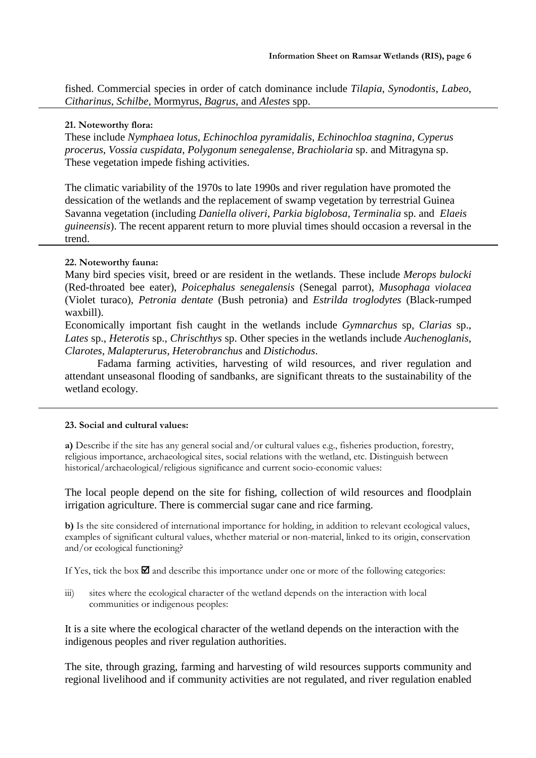fished. Commercial species in order of catch dominance include *Tilapia*, *Synodontis*, *Labeo*, *Citharinus*, *Schilbe*, Mormyrus, *Bagrus*, and *Alestes* spp.

---

**21. Noteworthy flora:**

These include *Nymphaea lotus*, *Echinochloa pyramidalis*, *Echinochloa stagnina*, *Cyperus procerus*, *Vossia cuspidata*, *Polygonum senegalense, Brachiolaria* sp. and Mitragyna sp. These vegetation impede fishing activities.

The climatic variability of the 1970s to late 1990s and river regulation have promoted the dessication of the wetlands and the replacement of swamp vegetation by terrestrial Guinea Savanna vegetation (including *Daniella oliveri*, *Parkia biglobosa*, *Terminalia* sp. and *Elaeis guineensis*). The recent apparent return to more pluvial times should occasion a reversal in the trend.

---

**22. Noteworthy fauna:**

Many bird species visit, breed or are resident in the wetlands. These include *Merops bulocki* (Red-throated bee eater), *Poicephalus senegalensis* (Senegal parrot), *Musophaga violacea* (Violet turaco), *Petronia dentate* (Bush petronia) and *Estrilda troglodytes* (Black-rumped waxbill).

Economically important fish caught in the wetlands include *Gymnarchus* sp, *Clarias* sp., *Lates* sp., *Heterotis* sp., *Chrischthys* sp. Other species in the wetlands include *Auchenoglanis*, *Clarotes*, *Malapterurus*, *Heterobranchus* and *Distichodus*.

Fadama farming activities, harvesting of wild resources, and river regulation and attendant unseasonal flooding of sandbanks, are significant threats to the sustainability of the wetland ecology.

---

**23. Social and cultural values:**

**a)** Describe if the site has any general social and/or cultural values e.g., fisheries production, forestry, religious importance, archaeological sites, social relations with the wetland, etc. Distinguish between historical/archaeological/religious significance and current socio-economic values:

The local people depend on the site for fishing, collection of wild resources and floodplain irrigation agriculture. There is commercial sugar cane and rice farming.

**b)** Is the site considered of international importance for holding, in addition to relevant ecological values, examples of significant cultural values, whether material or non-material, linked to its origin, conservation and/or ecological functioning?

If Yes, tick the box ☑ and describe this importance under one or more of the following categories:

iii) sites where the ecological character of the wetland depends on the interaction with local communities or indigenous peoples:

It is a site where the ecological character of the wetland depends on the interaction with the indigenous peoples and river regulation authorities.

The site, through grazing, farming and harvesting of wild resources supports community and regional livelihood and if community activities are not regulated, and river regulation enabled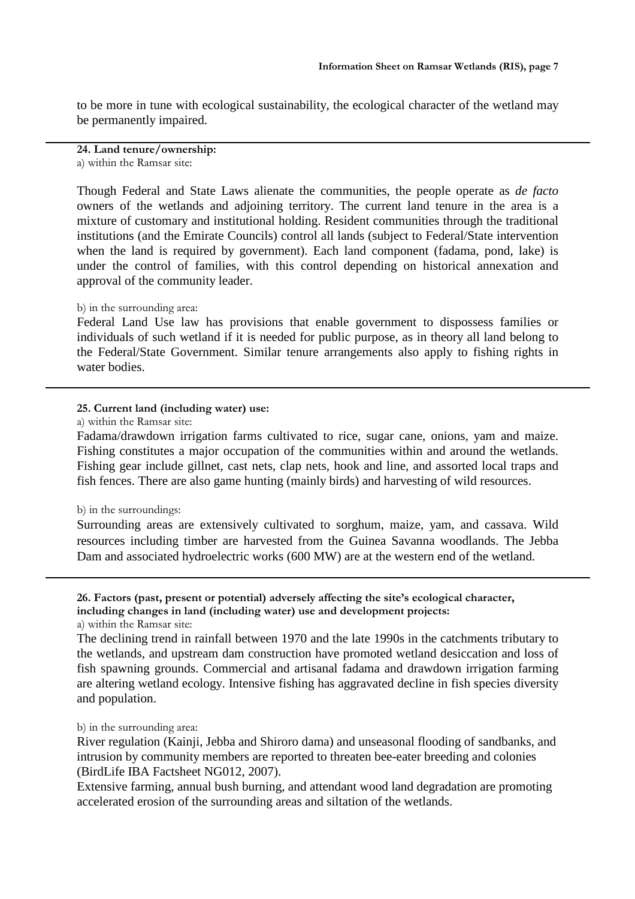to be more in tune with ecological sustainability, the ecological character of the wetland may be permanently impaired.

**24. Land tenure/ownership:**

a) within the Ramsar site:

Though Federal and State Laws alienate the communities, the people operate as *de facto* owners of the wetlands and adjoining territory. The current land tenure in the area is a mixture of customary and institutional holding. Resident communities through the traditional institutions (and the Emirate Councils) control all lands (subject to Federal/State intervention when the land is required by government). Each land component (fadama, pond, lake) is under the control of families, with this control depending on historical annexation and approval of the community leader.

b) in the surrounding area:

Federal Land Use law has provisions that enable government to dispossess families or individuals of such wetland if it is needed for public purpose, as in theory all land belong to the Federal/State Government. Similar tenure arrangements also apply to fishing rights in water bodies.

**25. Current land (including water) use:**

a) within the Ramsar site:

Fadama/drawdown irrigation farms cultivated to rice, sugar cane, onions, yam and maize. Fishing constitutes a major occupation of the communities within and around the wetlands. Fishing gear include gillnet, cast nets, clap nets, hook and line, and assorted local traps and fish fences. There are also game hunting (mainly birds) and harvesting of wild resources.

b) in the surroundings:

Surrounding areas are extensively cultivated to sorghum, maize, yam, and cassava. Wild resources including timber are harvested from the Guinea Savanna woodlands. The Jebba Dam and associated hydroelectric works (600 MW) are at the western end of the wetland.

**26. Factors (past, present or potential) adversely affecting the site's ecological character, including changes in land (including water) use and development projects:**

a) within the Ramsar site:

The declining trend in rainfall between 1970 and the late 1990s in the catchments tributary to the wetlands, and upstream dam construction have promoted wetland desiccation and loss of fish spawning grounds. Commercial and artisanal fadama and drawdown irrigation farming are altering wetland ecology. Intensive fishing has aggravated decline in fish species diversity and population.

b) in the surrounding area:

River regulation (Kainji, Jebba and Shiroro dama) and unseasonal flooding of sandbanks, and intrusion by community members are reported to threaten bee-eater breeding and colonies (BirdLife IBA Factsheet NG012, 2007).

Extensive farming, annual bush burning, and attendant wood land degradation are promoting accelerated erosion of the surrounding areas and siltation of the wetlands.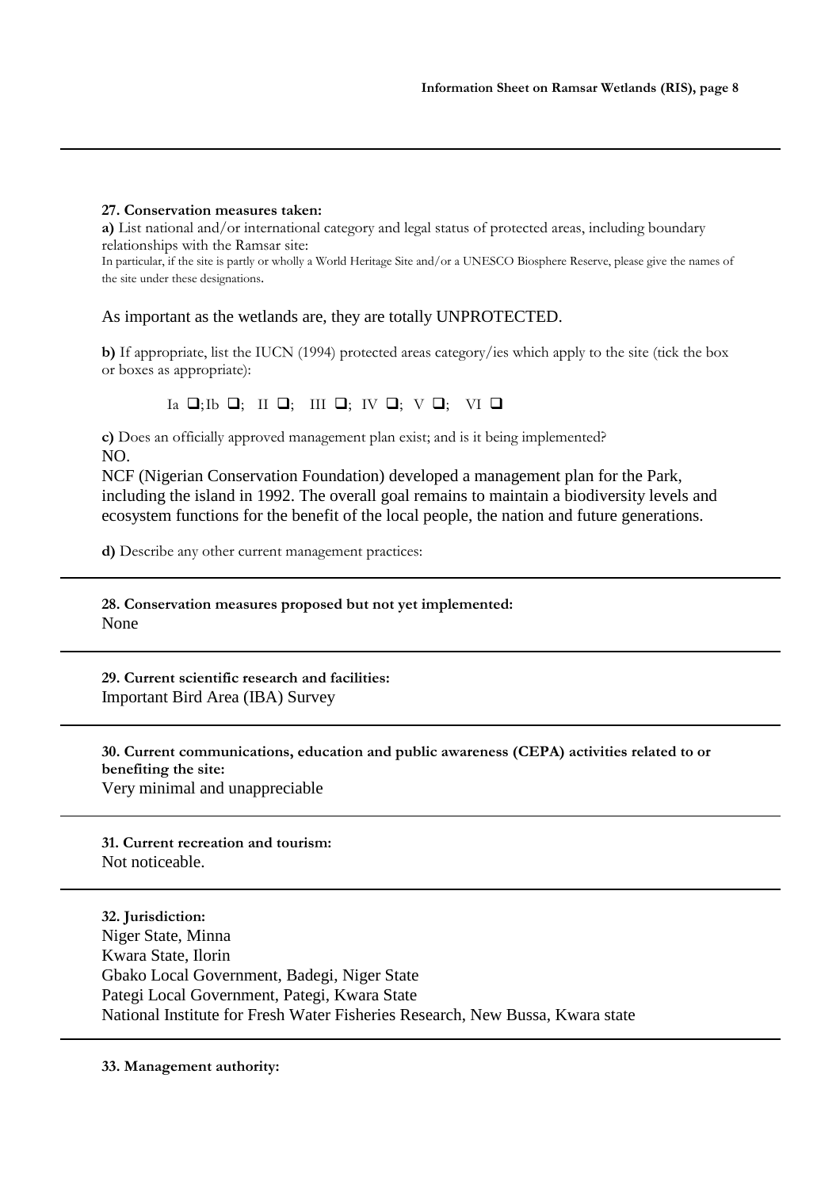**27. Conservation measures taken:**

**a)** List national and/or international category and legal status of protected areas, including boundary relationships with the Ramsar site:

In particular, if the site is partly or wholly a World Heritage Site and/or a UNESCO Biosphere Reserve, please give the names of the site under these designations.

As important as the wetlands are, they are totally UNPROTECTED.

**b)** If appropriate, list the IUCN (1994) protected areas category/ies which apply to the site (tick the box or boxes as appropriate):

Ia ❑; Ib ❑; II ❑; III ❑; IV ❑; V ❑; VI ❑

**c)** Does an officially approved management plan exist; and is it being implemented?

NO.

NCF (Nigerian Conservation Foundation) developed a management plan for the Park, including the island in 1992. The overall goal remains to maintain a biodiversity levels and ecosystem functions for the benefit of the local people, the nation and future generations.

**d)** Describe any other current management practices:

**28. Conservation measures proposed but not yet implemented:**

None

**29. Current scientific research and facilities:**

Important Bird Area (IBA) Survey

**30. Current communications, education and public awareness (CEPA) activities related to or benefiting the site:**

Very minimal and unappreciable

**31. Current recreation and tourism:**

Not noticeable.

**32. Jurisdiction:**

Niger State, Minna  
Kwara State, Ilorin  
Gbako Local Government, Badegi, Niger State  
Pategi Local Government, Pategi, Kwara State  
National Institute for Fresh Water Fisheries Research, New Bussa, Kwara state

**33. Management authority:**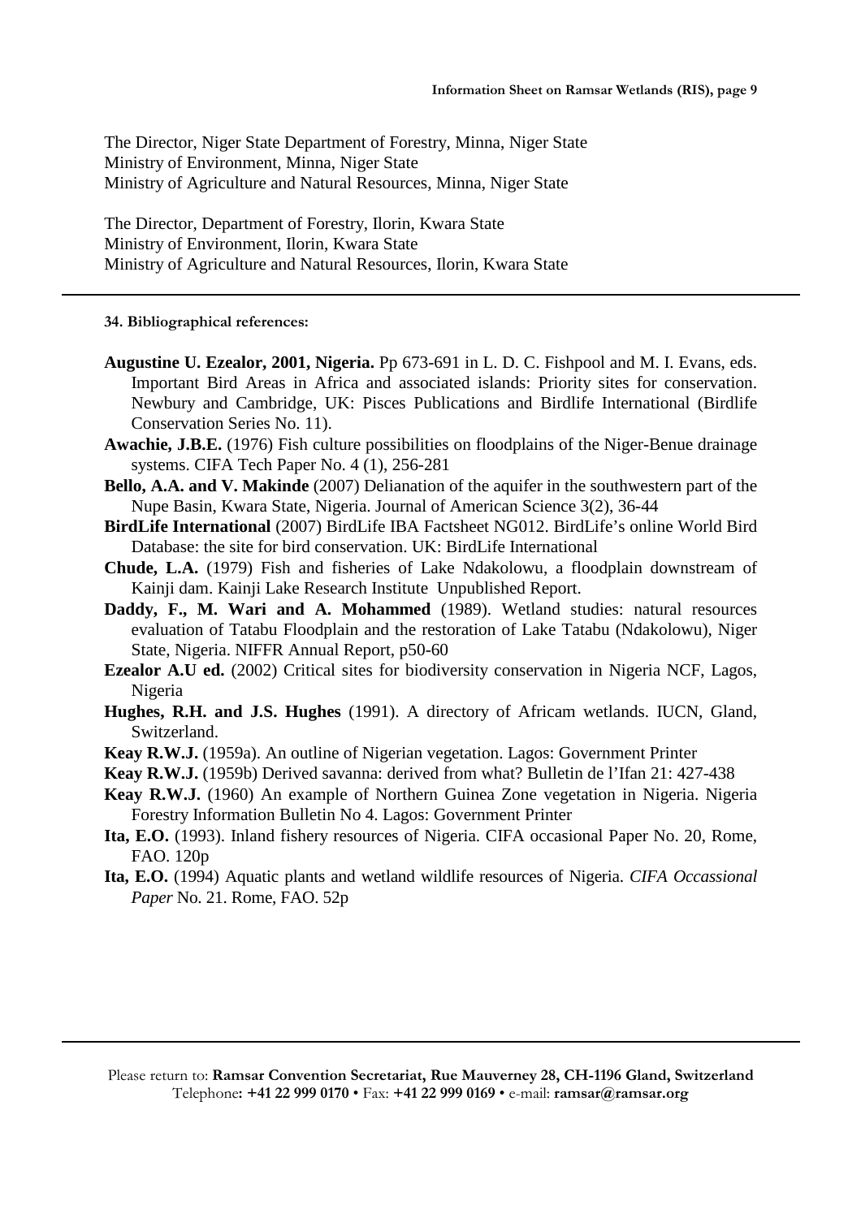The Director, Niger State Department of Forestry, Minna, Niger State
Ministry of Environment, Minna, Niger State
Ministry of Agriculture and Natural Resources, Minna, Niger State

The Director, Department of Forestry, Ilorin, Kwara State
Ministry of Environment, Ilorin, Kwara State
Ministry of Agriculture and Natural Resources, Ilorin, Kwara State

---

**34. Bibliographical references:**

**Augustine U. Ezealor, 2001, Nigeria.** Pp 673-691 in L. D. C. Fishpool and M. I. Evans, eds. Important Bird Areas in Africa and associated islands: Priority sites for conservation. Newbury and Cambridge, UK: Pisces Publications and Birdlife International (Birdlife Conservation Series No. 11).

**Awachie, J.B.E.** (1976) Fish culture possibilities on floodplains of the Niger-Benue drainage systems. CIFA Tech Paper No. 4 (1), 256-281

**Bello, A.A. and V. Makinde** (2007) Delianation of the aquifer in the southwestern part of the Nupe Basin, Kwara State, Nigeria. Journal of American Science 3(2), 36-44

**BirdLife International** (2007) BirdLife IBA Factsheet NG012. BirdLife's online World Bird Database: the site for bird conservation. UK: BirdLife International

**Chude, L.A.** (1979) Fish and fisheries of Lake Ndakolowu, a floodplain downstream of Kainji dam. Kainji Lake Research Institute Unpublished Report.

**Daddy, F., M. Wari and A. Mohammed** (1989). Wetland studies: natural resources evaluation of Tatabu Floodplain and the restoration of Lake Tatabu (Ndakolowu), Niger State, Nigeria. NIFFR Annual Report, p50-60

**Ezealor A.U ed.** (2002) Critical sites for biodiversity conservation in Nigeria NCF, Lagos, Nigeria

**Hughes, R.H. and J.S. Hughes** (1991). A directory of Africam wetlands. IUCN, Gland, Switzerland.

**Keay R.W.J.** (1959a). An outline of Nigerian vegetation. Lagos: Government Printer

**Keay R.W.J.** (1959b) Derived savanna: derived from what? Bulletin de l'Ifan 21: 427-438

**Keay R.W.J.** (1960) An example of Northern Guinea Zone vegetation in Nigeria. Nigeria Forestry Information Bulletin No 4. Lagos: Government Printer

**Ita, E.O.** (1993). Inland fishery resources of Nigeria. CIFA occasional Paper No. 20, Rome, FAO. 120p

**Ita, E.O.** (1994) Aquatic plants and wetland wildlife resources of Nigeria. *CIFA Occassional Paper* No. 21. Rome, FAO. 52p